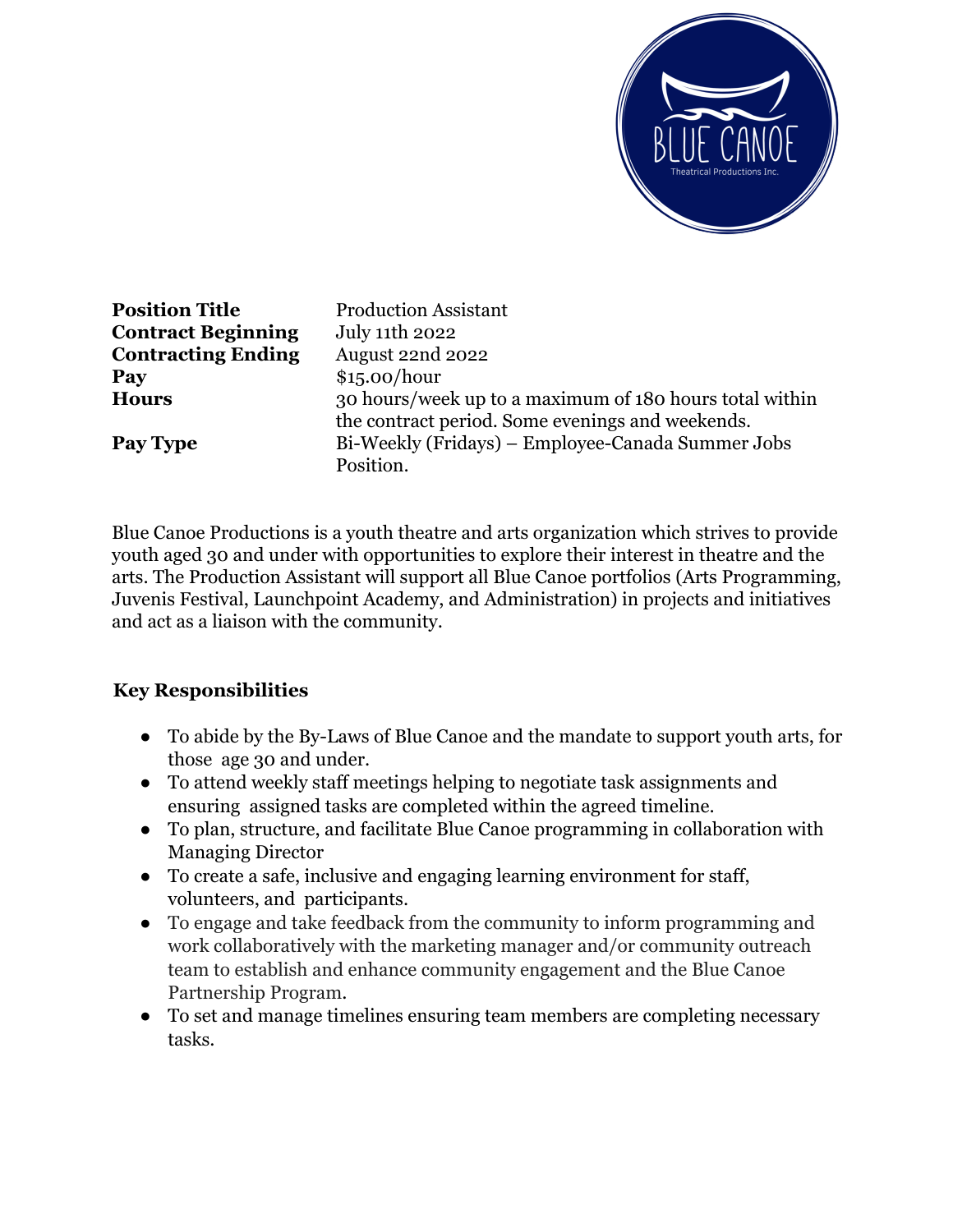| | |
|---|---|
| **Position Title** | Production Assistant |
| **Contract Beginning** | July 11th 2022 |
| **Contracting Ending** | August 22nd 2022 |
| **Pay** | $15.00/hour |
| **Hours** | 30 hours/week up to a maximum of 180 hours total within the contract period. Some evenings and weekends. |
| **Pay Type** | Bi-Weekly (Fridays) – Employee-Canada Summer Jobs Position. |

Blue Canoe Productions is a youth theatre and arts organization which strives to provide youth aged 30 and under with opportunities to explore their interest in theatre and the arts. The Production Assistant will support all Blue Canoe portfolios (Arts Programming, Juvenis Festival, Launchpoint Academy, and Administration) in projects and initiatives and act as a liaison with the community.

## Key Responsibilities

- To abide by the By-Laws of Blue Canoe and the mandate to support youth arts, for those age 30 and under.
- To attend weekly staff meetings helping to negotiate task assignments and ensuring assigned tasks are completed within the agreed timeline.
- To plan, structure, and facilitate Blue Canoe programming in collaboration with Managing Director
- To create a safe, inclusive and engaging learning environment for staff, volunteers, and participants.
- To engage and take feedback from the community to inform programming and work collaboratively with the marketing manager and/or community outreach team to establish and enhance community engagement and the Blue Canoe Partnership Program.
- To set and manage timelines ensuring team members are completing necessary tasks.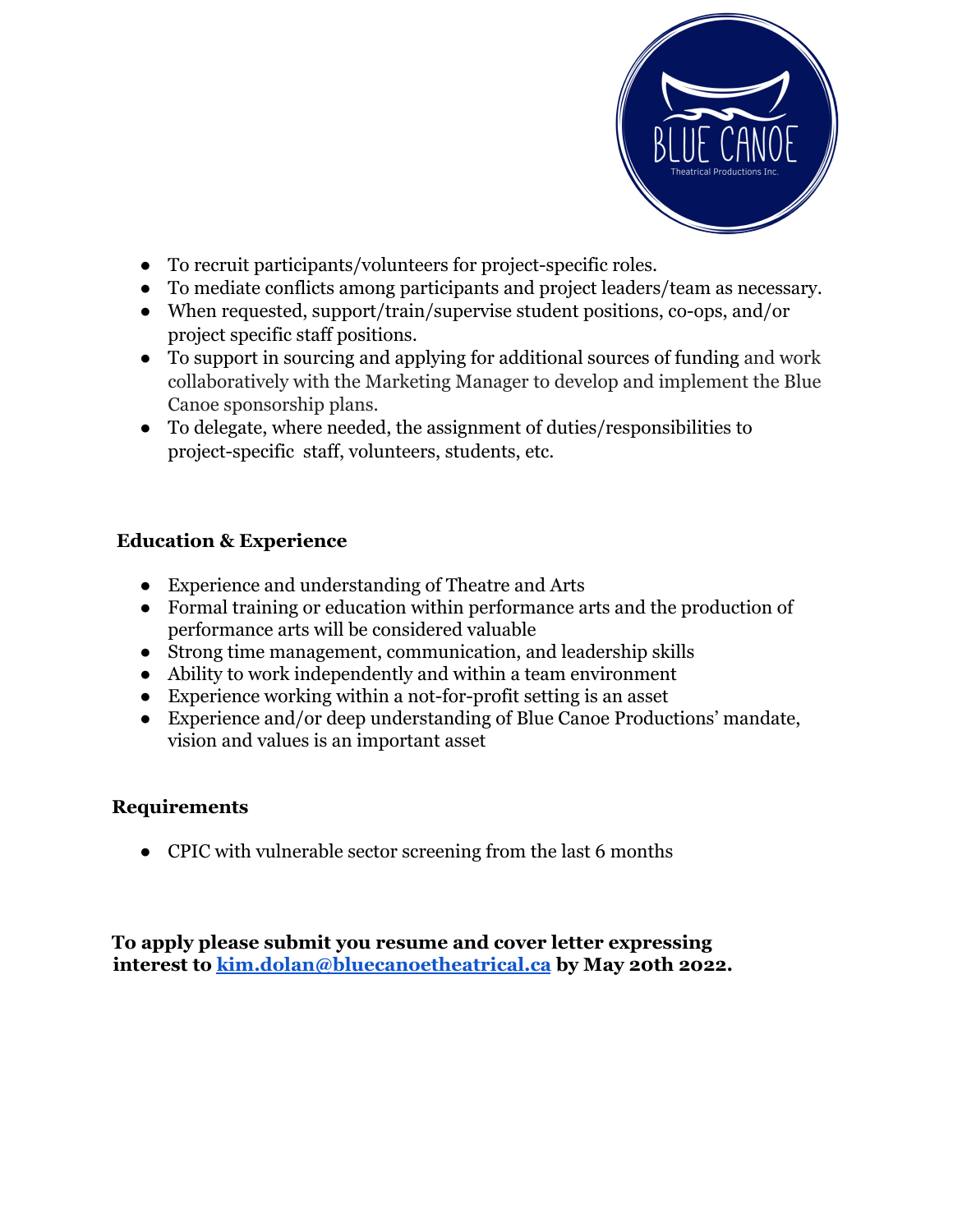- To recruit participants/volunteers for project-specific roles.
- To mediate conflicts among participants and project leaders/team as necessary.
- When requested, support/train/supervise student positions, co-ops, and/or project specific staff positions.
- To support in sourcing and applying for additional sources of funding and work collaboratively with the Marketing Manager to develop and implement the Blue Canoe sponsorship plans.
- To delegate, where needed, the assignment of duties/responsibilities to project-specific staff, volunteers, students, etc.

**Education & Experience**

- Experience and understanding of Theatre and Arts
- Formal training or education within performance arts and the production of performance arts will be considered valuable
- Strong time management, communication, and leadership skills
- Ability to work independently and within a team environment
- Experience working within a not-for-profit setting is an asset
- Experience and/or deep understanding of Blue Canoe Productions' mandate, vision and values is an important asset

**Requirements**

- CPIC with vulnerable sector screening from the last 6 months

**To apply please submit you resume and cover letter expressing interest to [kim.dolan@bluecanoetheatrical.ca](mailto:kim.dolan@bluecanoetheatrical.ca) by May 20th 2022.**